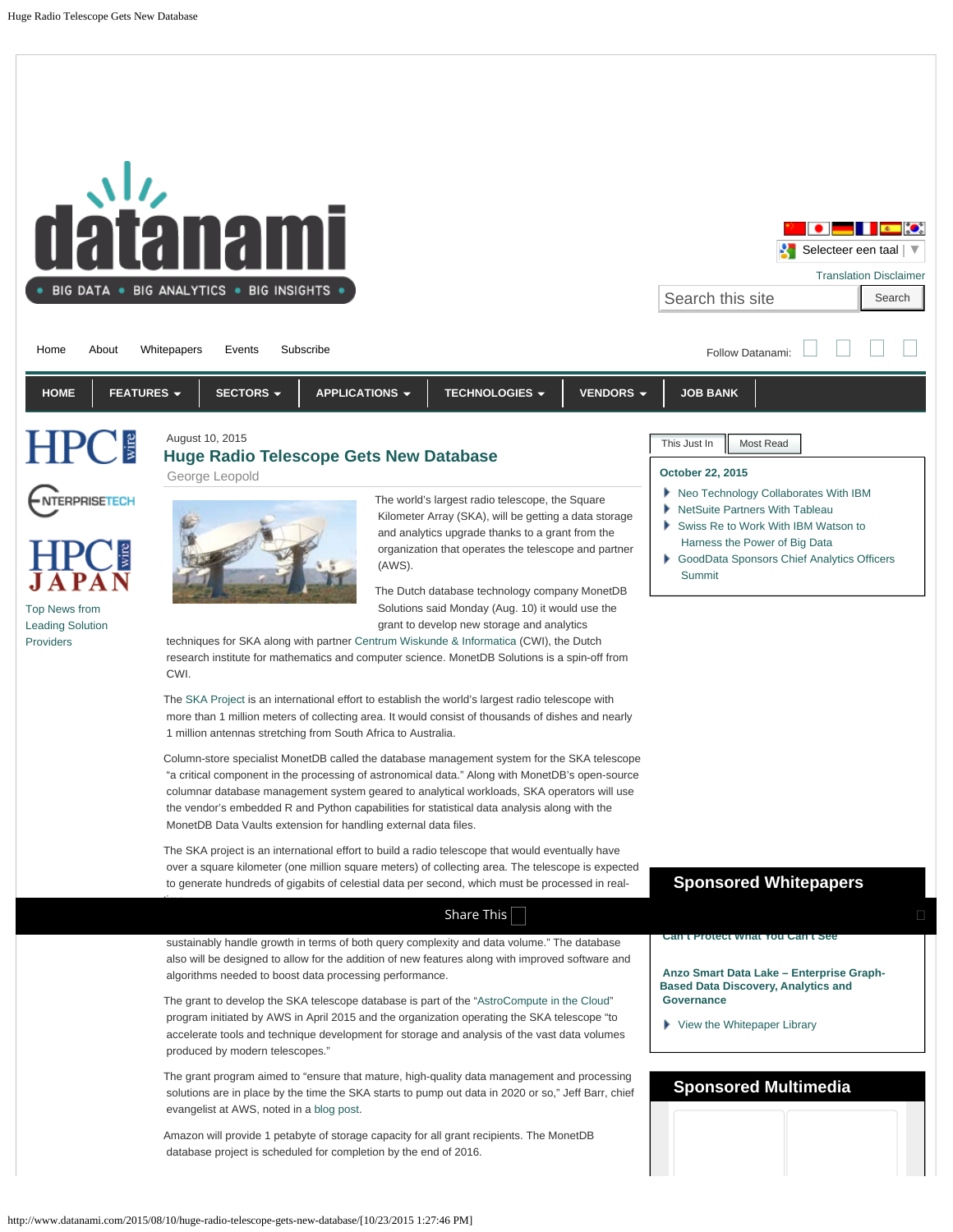Home About Whitepapers Events Subscribe

Follow Datanami:

HOME | FEATURES | SECTORS | APPLICATIONS | TECHNOLOGIES | VENDORS | JOB BANK

Top News from Leading Solution Providers

August 10, 2015

# Huge Radio Telescope Gets New Database

George Leopold

The world's largest radio telescope, the Square Kilometer Array (SKA), will be getting a data storage and analytics upgrade thanks to a grant from the organization that operates the telescope and partner (AWS).

The Dutch database technology company MonetDB Solutions said Monday (Aug. 10) it would use the grant to develop new storage and analytics techniques for SKA along with partner Centrum Wiskunde & Informatica (CWI), the Dutch research institute for mathematics and computer science. MonetDB Solutions is a spin-off from CWI.

The SKA Project is an international effort to establish the world's largest radio telescope with more than 1 million meters of collecting area. It would consist of thousands of dishes and nearly 1 million antennas stretching from South Africa to Australia.

Column-store specialist MonetDB called the database management system for the SKA telescope "a critical component in the processing of astronomical data." Along with MonetDB's open-source columnar database management system geared to analytical workloads, SKA operators will use the vendor's embedded R and Python capabilities for statistical data analysis along with the MonetDB Data Vaults extension for handling external data files.

The SKA project is an international effort to build a radio telescope that would eventually have over a square kilometer (one million square meters) of collecting area. The telescope is expected to generate hundreds of gigabits of celestial data per second, which must be processed in real-

sustainably handle growth in terms of both query complexity and data volume." The database also will be designed to allow for the addition of new features along with improved software and algorithms needed to boost data processing performance.

The grant to develop the SKA telescope database is part of the "AstroCompute in the Cloud" program initiated by AWS in April 2015 and the organization operating the SKA telescope "to accelerate tools and technique development for storage and analysis of the vast data volumes produced by modern telescopes."

The grant program aimed to "ensure that mature, high-quality data management and processing solutions are in place by the time the SKA starts to pump out data in 2020 or so," Jeff Barr, chief evangelist at AWS, noted in a blog post.

Amazon will provide 1 petabyte of storage capacity for all grant recipients. The MonetDB database project is scheduled for completion by the end of 2016.

This Just In | Most Read

**October 22, 2015**

- Neo Technology Collaborates With IBM
- NetSuite Partners With Tableau
- Swiss Re to Work With IBM Watson to Harness the Power of Big Data
- GoodData Sponsors Chief Analytics Officers Summit

## Sponsored Whitepapers

**Can't Protect What You Can't See**

**Anzo Smart Data Lake – Enterprise Graph-Based Data Discovery, Analytics and Governance**

- View the Whitepaper Library

## Sponsored Multimedia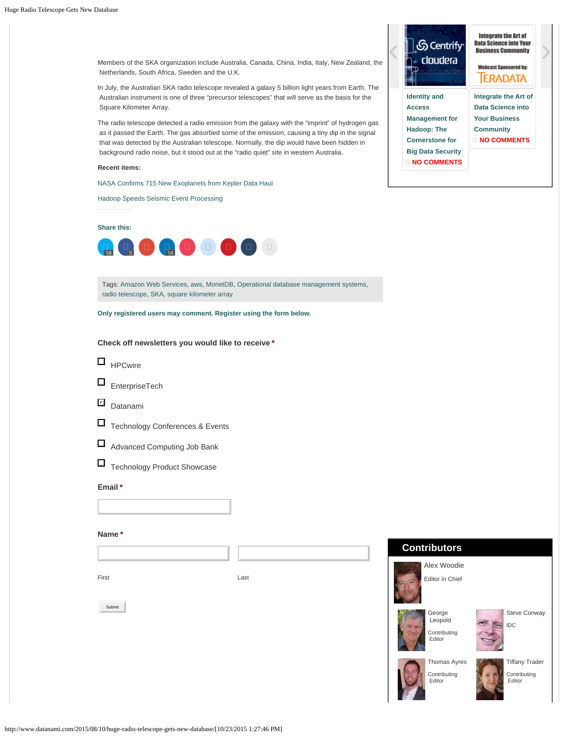Members of the SKA organization include Australia, Canada, China, India, Italy, New Zealand, the Netherlands, South Africa, Sweden and the U.K.

In July, the Australian SKA radio telescope revealed a galaxy 5 billion light years from Earth. The Australian instrument is one of three “precursor telescopes” that will serve as the basis for the Square Kilometer Array.

The radio telescope detected a radio emission from the galaxy with the “imprint” of hydrogen gas as it passed the Earth. The gas absorbed some of the emission, causing a tiny dip in the signal that was detected by the Australian telescope. Normally, the dip would have been hidden in background radio noise, but it stood out at the “radio quiet” site in western Australia.

**Recent items:**

NASA Confirms 715 New Exoplanets from Kepler Data Haul

Hadoop Speeds Seismic Event Processing

**Share this:**

58 5 14

Tags: Amazon Web Services, aws, MonetDB, Operational database management systems, radio telescope, SKA, square kilometer array

**Only registered users may comment. Register using the form below.**

**Check off newsletters you would like to receive \***

- [ ] HPCwire
- [ ] EnterpriseTech
- [x] Datanami
- [ ] Technology Conferences & Events
- [ ] Advanced Computing Job Bank
- [ ] Technology Product Showcase

**Email \***

**Name \***

First

Last

Submit

Integrate the Art of Data Science into Your Business Community

Webcast Sponsored by: TERADATA

Identity and Access Management for Hadoop: The Cornerstone for Big Data Security

NO COMMENTS

Integrate the Art of Data Science into Your Business Community

NO COMMENTS

## Contributors

Alex Woodie
Editor in Chief

George Leopold
Contributing Editor

Steve Conway
IDC

Thomas Ayres
Contributing Editor

Tiffany Trader
Contributing Editor